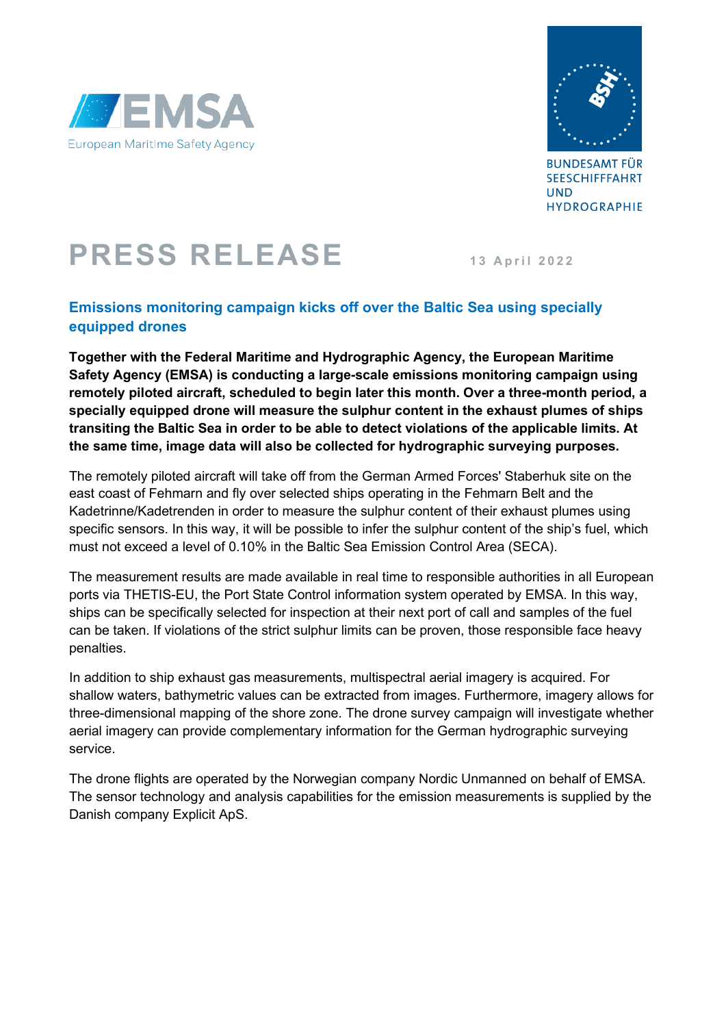EMSA
European Maritime Safety Agency

BUNDESAMT FÜR SEESCHIFFFAHRT UND HYDROGRAPHIE

# PRESS RELEASE

13 April 2022

## Emissions monitoring campaign kicks off over the Baltic Sea using specially equipped drones

**Together with the Federal Maritime and Hydrographic Agency, the European Maritime Safety Agency (EMSA) is conducting a large-scale emissions monitoring campaign using remotely piloted aircraft, scheduled to begin later this month. Over a three-month period, a specially equipped drone will measure the sulphur content in the exhaust plumes of ships transiting the Baltic Sea in order to be able to detect violations of the applicable limits. At the same time, image data will also be collected for hydrographic surveying purposes.**

The remotely piloted aircraft will take off from the German Armed Forces' Staberhuk site on the east coast of Fehmarn and fly over selected ships operating in the Fehmarn Belt and the Kadetrinne/Kadetrenden in order to measure the sulphur content of their exhaust plumes using specific sensors. In this way, it will be possible to infer the sulphur content of the ship's fuel, which must not exceed a level of 0.10% in the Baltic Sea Emission Control Area (SECA).

The measurement results are made available in real time to responsible authorities in all European ports via THETIS-EU, the Port State Control information system operated by EMSA. In this way, ships can be specifically selected for inspection at their next port of call and samples of the fuel can be taken. If violations of the strict sulphur limits can be proven, those responsible face heavy penalties.

In addition to ship exhaust gas measurements, multispectral aerial imagery is acquired. For shallow waters, bathymetric values can be extracted from images. Furthermore, imagery allows for three-dimensional mapping of the shore zone. The drone survey campaign will investigate whether aerial imagery can provide complementary information for the German hydrographic surveying service.

The drone flights are operated by the Norwegian company Nordic Unmanned on behalf of EMSA. The sensor technology and analysis capabilities for the emission measurements is supplied by the Danish company Explicit ApS.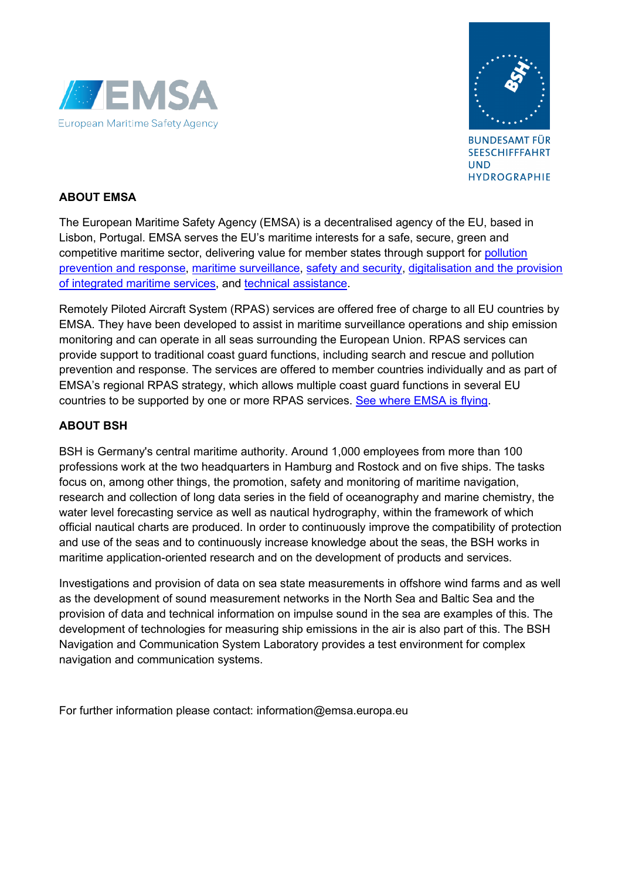European Maritime Safety Agency

BUNDESAMT FÜR SEESCHIFFFAHRT UND HYDROGRAPHIE

**ABOUT EMSA**

The European Maritime Safety Agency (EMSA) is a decentralised agency of the EU, based in Lisbon, Portugal. EMSA serves the EU's maritime interests for a safe, secure, green and competitive maritime sector, delivering value for member states through support for pollution prevention and response, maritime surveillance, safety and security, digitalisation and the provision of integrated maritime services, and technical assistance.

Remotely Piloted Aircraft System (RPAS) services are offered free of charge to all EU countries by EMSA. They have been developed to assist in maritime surveillance operations and ship emission monitoring and can operate in all seas surrounding the European Union. RPAS services can provide support to traditional coast guard functions, including search and rescue and pollution prevention and response. The services are offered to member countries individually and as part of EMSA's regional RPAS strategy, which allows multiple coast guard functions in several EU countries to be supported by one or more RPAS services. See where EMSA is flying.

**ABOUT BSH**

BSH is Germany's central maritime authority. Around 1,000 employees from more than 100 professions work at the two headquarters in Hamburg and Rostock and on five ships. The tasks focus on, among other things, the promotion, safety and monitoring of maritime navigation, research and collection of long data series in the field of oceanography and marine chemistry, the water level forecasting service as well as nautical hydrography, within the framework of which official nautical charts are produced. In order to continuously improve the compatibility of protection and use of the seas and to continuously increase knowledge about the seas, the BSH works in maritime application-oriented research and on the development of products and services.

Investigations and provision of data on sea state measurements in offshore wind farms and as well as the development of sound measurement networks in the North Sea and Baltic Sea and the provision of data and technical information on impulse sound in the sea are examples of this. The development of technologies for measuring ship emissions in the air is also part of this. The BSH Navigation and Communication System Laboratory provides a test environment for complex navigation and communication systems.

For further information please contact: information@emsa.europa.eu